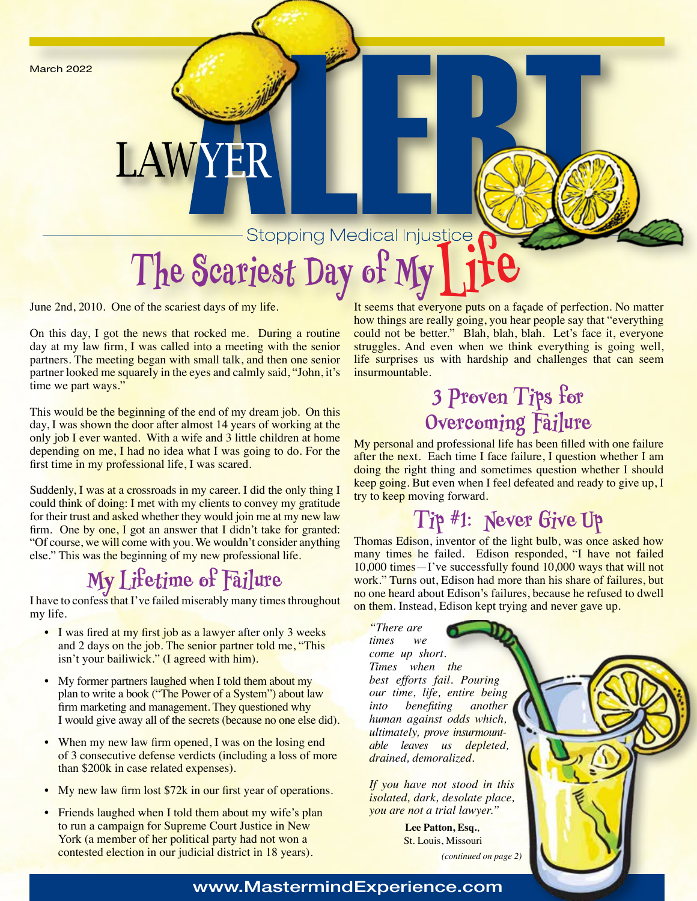March 2022

# LAWYER ALERT

Stopping Medical Injustice

## The Scariest Day of My Life

June 2nd, 2010. One of the scariest days of my life.

On this day, I got the news that rocked me. During a routine day at my law firm, I was called into a meeting with the senior partners. The meeting began with small talk, and then one senior partner looked me squarely in the eyes and calmly said, "John, it's time we part ways."

This would be the beginning of the end of my dream job. On this day, I was shown the door after almost 14 years of working at the only job I ever wanted. With a wife and 3 little children at home depending on me, I had no idea what I was going to do. For the first time in my professional life, I was scared.

Suddenly, I was at a crossroads in my career. I did the only thing I could think of doing: I met with my clients to convey my gratitude for their trust and asked whether they would join me at my new law firm. One by one, I got an answer that I didn't take for granted: "Of course, we will come with you. We wouldn't consider anything else." This was the beginning of my new professional life.

## My Lifetime of Failure

I have to confess that I've failed miserably many times throughout my life.

- I was fired at my first job as a lawyer after only 3 weeks and 2 days on the job. The senior partner told me, "This isn't your bailiwick." (I agreed with him).
- My former partners laughed when I told them about my plan to write a book ("The Power of a System") about law firm marketing and management. They questioned why I would give away all of the secrets (because no one else did).
- When my new law firm opened, I was on the losing end of 3 consecutive defense verdicts (including a loss of more than $200k in case related expenses).
- My new law firm lost $72k in our first year of operations.
- Friends laughed when I told them about my wife's plan to run a campaign for Supreme Court Justice in New York (a member of her political party had not won a contested election in our judicial district in 18 years).

It seems that everyone puts on a façade of perfection. No matter how things are really going, you hear people say that "everything could not be better." Blah, blah, blah. Let's face it, everyone struggles. And even when we think everything is going well, life surprises us with hardship and challenges that can seem insurmountable.

## 3 Proven Tips for Overcoming Failure

My personal and professional life has been filled with one failure after the next. Each time I face failure, I question whether I am doing the right thing and sometimes question whether I should keep going. But even when I feel defeated and ready to give up, I try to keep moving forward.

## Tip #1: Never Give Up

Thomas Edison, inventor of the light bulb, was once asked how many times he failed. Edison responded, "I have not failed 10,000 times—I've successfully found 10,000 ways that will not work." Turns out, Edison had more than his share of failures, but no one heard about Edison's failures, because he refused to dwell on them. Instead, Edison kept trying and never gave up.

*"There are times we come up short. Times when the best efforts fail. Pouring our time, life, entire being into benefiting another human against odds which, ultimately, prove insurmountable leaves us depleted, drained, demoralized.*

*If you have not stood in this isolated, dark, desolate place, you are not a trial lawyer."*

**Lee Patton, Esq.**, St. Louis, Missouri

*(continued on page 2)*

www.MastermindExperience.com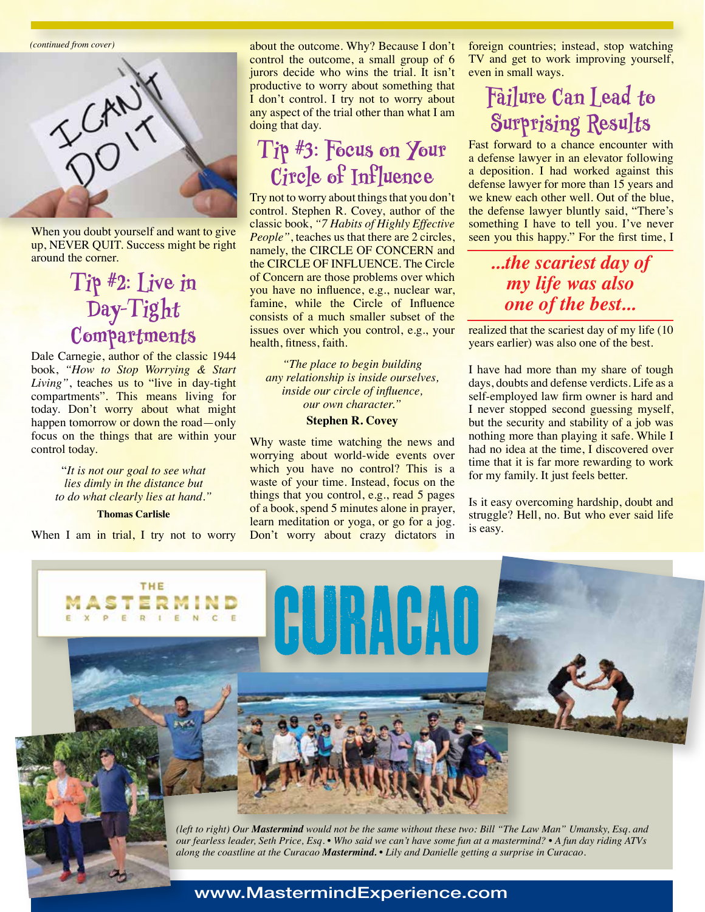*(continued from cover)*

When you doubt yourself and want to give up, NEVER QUIT. Success might be right around the corner.

## Tip #2: Live in Day-Tight Compartments

Dale Carnegie, author of the classic 1944 book, *"How to Stop Worrying & Start Living"*, teaches us to "live in day-tight compartments". This means living for today. Don't worry about what might happen tomorrow or down the road—only focus on the things that are within your control today.

> "*It is not our goal to see what lies dimly in the distance but to do what clearly lies at hand."*
>
> **Thomas Carlisle**

When I am in trial, I try not to worry about the outcome. Why? Because I don't control the outcome, a small group of 6 jurors decide who wins the trial. It isn't productive to worry about something that I don't control. I try not to worry about any aspect of the trial other than what I am doing that day.

## Tip #3: Focus on Your Circle of Influence

Try not to worry about things that you don't control. Stephen R. Covey, author of the classic book, *"7 Habits of Highly Effective People"*, teaches us that there are 2 circles, namely, the CIRCLE OF CONCERN and the CIRCLE OF INFLUENCE. The Circle of Concern are those problems over which you have no influence, e.g., nuclear war, famine, while the Circle of Influence consists of a much smaller subset of the issues over which you control, e.g., your health, fitness, faith.

> *"The place to begin building any relationship is inside ourselves, inside our circle of influence, our own character."*
>
> **Stephen R. Covey**

Why waste time watching the news and worrying about world-wide events over which you have no control? This is a waste of your time. Instead, focus on the things that you control, e.g., read 5 pages of a book, spend 5 minutes alone in prayer, learn meditation or yoga, or go for a jog. Don't worry about crazy dictators in foreign countries; instead, stop watching TV and get to work improving yourself, even in small ways.

## Failure Can Lead to Surprising Results

Fast forward to a chance encounter with a defense lawyer in an elevator following a deposition. I had worked against this defense lawyer for more than 15 years and we knew each other well. Out of the blue, the defense lawyer bluntly said, "There's something I have to tell you. I've never seen you this happy." For the first time, I realized that the scariest day of my life (10 years earlier) was also one of the best.

> ***...the scariest day of my life was also one of the best...***

I have had more than my share of tough days, doubts and defense verdicts. Life as a self-employed law firm owner is hard and I never stopped second guessing myself, but the security and stability of a job was nothing more than playing it safe. While I had no idea at the time, I discovered over time that it is far more rewarding to work for my family. It just feels better.

Is it easy overcoming hardship, doubt and struggle? Hell, no. But who ever said life is easy.

THE MASTERMIND EXPERIENCE

CURACAO

*(left to right) Our **Mastermind** would not be the same without these two: Bill "The Law Man" Umansky, Esq. and our fearless leader, Seth Price, Esq. • Who said we can't have some fun at a mastermind? • A fun day riding ATVs along the coastline at the Curacao **Mastermind.** • Lily and Danielle getting a surprise in Curacao.*

www.MastermindExperience.com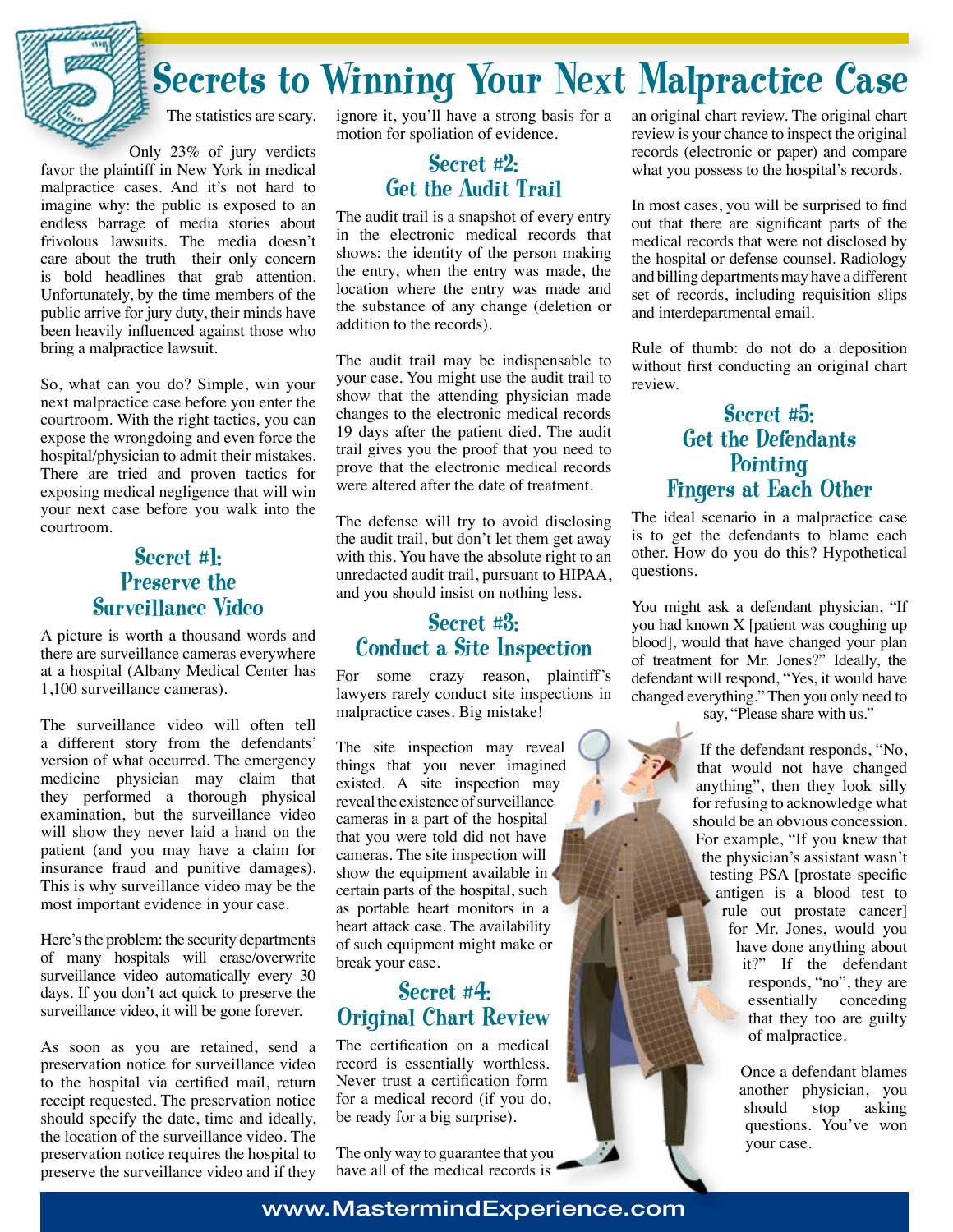# 5 Secrets to Winning Your Next Malpractice Case

The statistics are scary.

Only 23% of jury verdicts favor the plaintiff in New York in medical malpractice cases. And it's not hard to imagine why: the public is exposed to an endless barrage of media stories about frivolous lawsuits. The media doesn't care about the truth—their only concern is bold headlines that grab attention. Unfortunately, by the time members of the public arrive for jury duty, their minds have been heavily influenced against those who bring a malpractice lawsuit.

So, what can you do? Simple, win your next malpractice case before you enter the courtroom. With the right tactics, you can expose the wrongdoing and even force the hospital/physician to admit their mistakes. There are tried and proven tactics for exposing medical negligence that will win your next case before you walk into the courtroom.

## Secret #1: Preserve the Surveillance Video

A picture is worth a thousand words and there are surveillance cameras everywhere at a hospital (Albany Medical Center has 1,100 surveillance cameras).

The surveillance video will often tell a different story from the defendants' version of what occurred. The emergency medicine physician may claim that they performed a thorough physical examination, but the surveillance video will show they never laid a hand on the patient (and you may have a claim for insurance fraud and punitive damages). This is why surveillance video may be the most important evidence in your case.

Here's the problem: the security departments of many hospitals will erase/overwrite surveillance video automatically every 30 days. If you don't act quick to preserve the surveillance video, it will be gone forever.

As soon as you are retained, send a preservation notice for surveillance video to the hospital via certified mail, return receipt requested. The preservation notice should specify the date, time and ideally, the location of the surveillance video. The preservation notice requires the hospital to preserve the surveillance video and if they ignore it, you'll have a strong basis for a motion for spoliation of evidence.

## Secret #2: Get the Audit Trail

The audit trail is a snapshot of every entry in the electronic medical records that shows: the identity of the person making the entry, when the entry was made, the location where the entry was made and the substance of any change (deletion or addition to the records).

The audit trail may be indispensable to your case. You might use the audit trail to show that the attending physician made changes to the electronic medical records 19 days after the patient died. The audit trail gives you the proof that you need to prove that the electronic medical records were altered after the date of treatment.

The defense will try to avoid disclosing the audit trail, but don't let them get away with this. You have the absolute right to an unredacted audit trail, pursuant to HIPAA, and you should insist on nothing less.

## Secret #3: Conduct a Site Inspection

For some crazy reason, plaintiff's lawyers rarely conduct site inspections in malpractice cases. Big mistake!

The site inspection may reveal things that you never imagined existed. A site inspection may reveal the existence of surveillance cameras in a part of the hospital that you were told did not have cameras. The site inspection will show the equipment available in certain parts of the hospital, such as portable heart monitors in a heart attack case. The availability of such equipment might make or break your case.

## Secret #4: Original Chart Review

The certification on a medical record is essentially worthless. Never trust a certification form for a medical record (if you do, be ready for a big surprise).

The only way to guarantee that you have all of the medical records is an original chart review. The original chart review is your chance to inspect the original records (electronic or paper) and compare what you possess to the hospital's records.

In most cases, you will be surprised to find out that there are significant parts of the medical records that were not disclosed by the hospital or defense counsel. Radiology and billing departments may have a different set of records, including requisition slips and interdepartmental email.

Rule of thumb: do not do a deposition without first conducting an original chart review.

## Secret #5: Get the Defendants Pointing Fingers at Each Other

The ideal scenario in a malpractice case is to get the defendants to blame each other. How do you do this? Hypothetical questions.

You might ask a defendant physician, "If you had known X [patient was coughing up blood], would that have changed your plan of treatment for Mr. Jones?" Ideally, the defendant will respond, "Yes, it would have changed everything." Then you only need to say, "Please share with us."

If the defendant responds, "No, that would not have changed anything", then they look silly for refusing to acknowledge what should be an obvious concession. For example, "If you knew that the physician's assistant wasn't testing PSA [prostate specific antigen is a blood test to rule out prostate cancer] for Mr. Jones, would you have done anything about it?" If the defendant responds, "no", they are essentially conceding that they too are guilty of malpractice.

Once a defendant blames another physician, you should stop asking questions. You've won your case.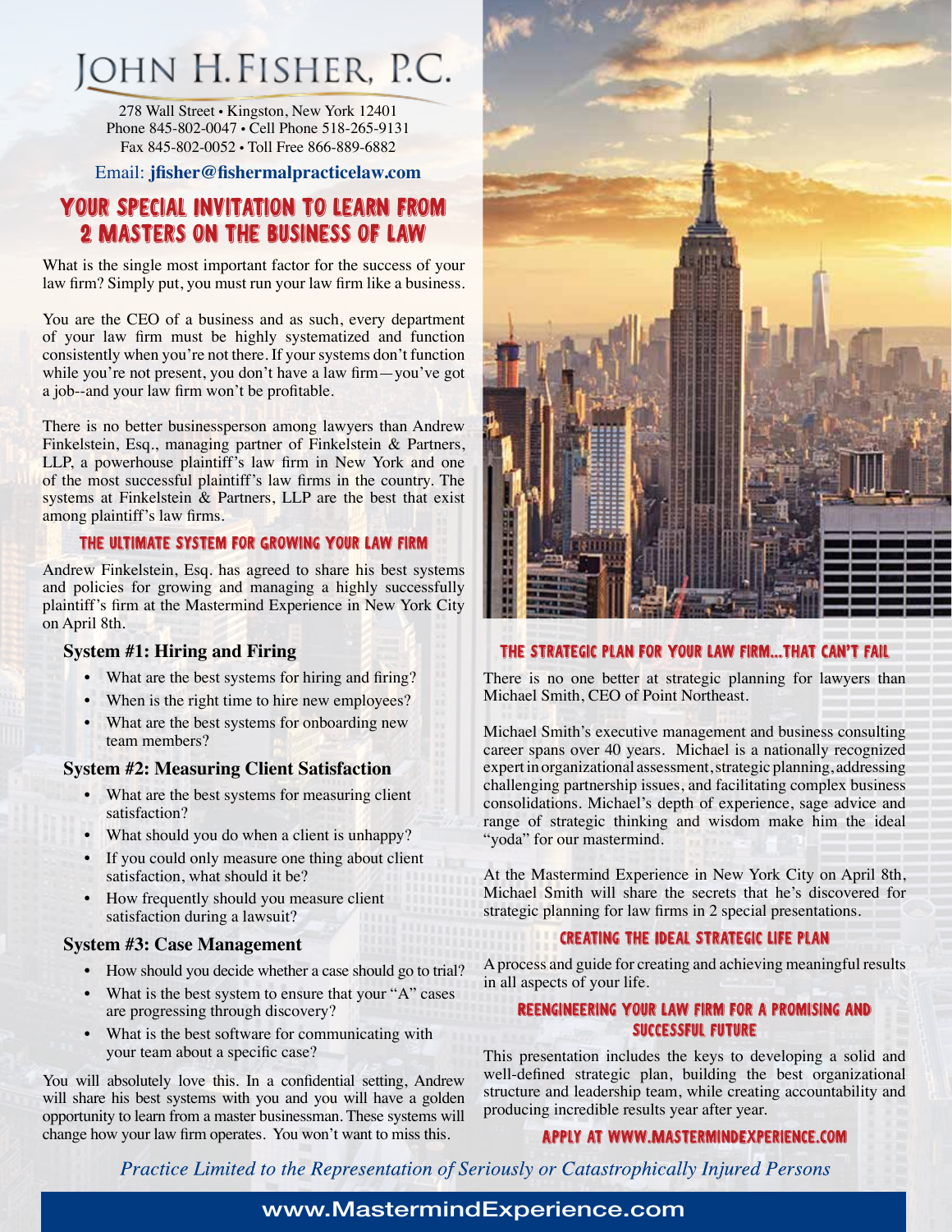# John H. Fisher, P.C.

278 Wall Street • Kingston, New York 12401
Phone 845-802-0047 • Cell Phone 518-265-9131
Fax 845-802-0052 • Toll Free 866-889-6882

Email: **jfisher@fishermalpracticelaw.com**

## YOUR SPECIAL INVITATION TO LEARN FROM 2 MASTERS ON THE BUSINESS OF LAW

What is the single most important factor for the success of your law firm? Simply put, you must run your law firm like a business.

You are the CEO of a business and as such, every department of your law firm must be highly systematized and function consistently when you're not there. If your systems don't function while you're not present, you don't have a law firm—you've got a job--and your law firm won't be profitable.

There is no better businessperson among lawyers than Andrew Finkelstein, Esq., managing partner of Finkelstein & Partners, LLP, a powerhouse plaintiff's law firm in New York and one of the most successful plaintiff's law firms in the country. The systems at Finkelstein & Partners, LLP are the best that exist among plaintiff's law firms.

### THE ULTIMATE SYSTEM FOR GROWING YOUR LAW FIRM

Andrew Finkelstein, Esq. has agreed to share his best systems and policies for growing and managing a highly successfully plaintiff's firm at the Mastermind Experience in New York City on April 8th.

**System #1: Hiring and Firing**

- What are the best systems for hiring and firing?
- When is the right time to hire new employees?
- What are the best systems for onboarding new team members?

**System #2: Measuring Client Satisfaction**

- What are the best systems for measuring client satisfaction?
- What should you do when a client is unhappy?
- If you could only measure one thing about client satisfaction, what should it be?
- How frequently should you measure client satisfaction during a lawsuit?

**System #3: Case Management**

- How should you decide whether a case should go to trial?
- What is the best system to ensure that your "A" cases are progressing through discovery?
- What is the best software for communicating with your team about a specific case?

You will absolutely love this. In a confidential setting, Andrew will share his best systems with you and you will have a golden opportunity to learn from a master businessman. These systems will change how your law firm operates. You won't want to miss this.

### THE STRATEGIC PLAN FOR YOUR LAW FIRM...THAT CAN'T FAIL

There is no one better at strategic planning for lawyers than Michael Smith, CEO of Point Northeast.

Michael Smith's executive management and business consulting career spans over 40 years. Michael is a nationally recognized expert in organizational assessment, strategic planning, addressing challenging partnership issues, and facilitating complex business consolidations. Michael's depth of experience, sage advice and range of strategic thinking and wisdom make him the ideal "yoda" for our mastermind.

At the Mastermind Experience in New York City on April 8th, Michael Smith will share the secrets that he's discovered for strategic planning for law firms in 2 special presentations.

### CREATING THE IDEAL STRATEGIC LIFE PLAN

A process and guide for creating and achieving meaningful results in all aspects of your life.

### REENGINEERING YOUR LAW FIRM FOR A PROMISING AND SUCCESSFUL FUTURE

This presentation includes the keys to developing a solid and well-defined strategic plan, building the best organizational structure and leadership team, while creating accountability and producing incredible results year after year.

### APPLY AT WWW.MASTERMINDEXPERIENCE.COM

*Practice Limited to the Representation of Seriously or Catastrophically Injured Persons*

**www.MastermindExperience.com**